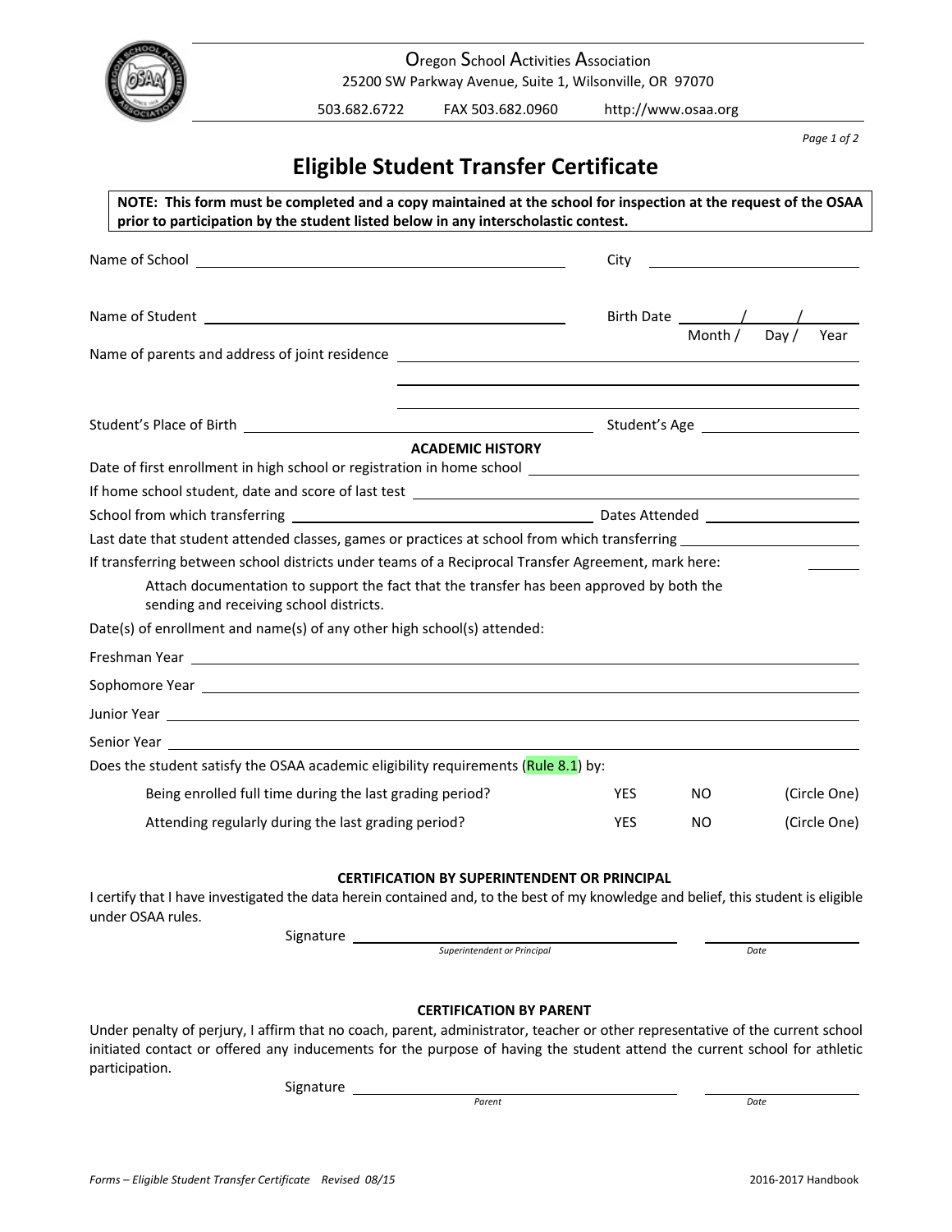Oregon School Activities Association

25200 SW Parkway Avenue, Suite 1, Wilsonville, OR 97070

503.682.6722 FAX 503.682.0960 http://www.osaa.org

# Eligible Student Transfer Certificate

**NOTE: This form must be completed and a copy maintained at the school for inspection at the request of the OSAA prior to participation by the student listed below in any interscholastic contest.**

Name of School ______________________________ City ______________

Name of Student ______________________________ Birth Date ____/____/____
Month / Day / Year

Name of parents and address of joint residence ______________________________

______________________________

______________________________

Student's Place of Birth ______________________________ Student's Age ______________

**ACADEMIC HISTORY**

Date of first enrollment in high school or registration in home school ______________________________

If home school student, date and score of last test ______________________________

School from which transferring ______________________________ Dates Attended ______________

Last date that student attended classes, games or practices at school from which transferring ______________

If transferring between school districts under teams of a Reciprocal Transfer Agreement, mark here: ______

Attach documentation to support the fact that the transfer has been approved by both the sending and receiving school districts.

Date(s) of enrollment and name(s) of any other high school(s) attended:

Freshman Year ______________________________

Sophomore Year ______________________________

Junior Year ______________________________

Senior Year ______________________________

Does the student satisfy the OSAA academic eligibility requirements (Rule 8.1) by:

Being enrolled full time during the last grading period? YES NO (Circle One)

Attending regularly during the last grading period? YES NO (Circle One)

**CERTIFICATION BY SUPERINTENDENT OR PRINCIPAL**

I certify that I have investigated the data herein contained and, to the best of my knowledge and belief, this student is eligible under OSAA rules.

Signature ______________________________ ______________
*Superintendent or Principal* *Date*

**CERTIFICATION BY PARENT**

Under penalty of perjury, I affirm that no coach, parent, administrator, teacher or other representative of the current school initiated contact or offered any inducements for the purpose of having the student attend the current school for athletic participation.

Signature ______________________________ ______________
*Parent* *Date*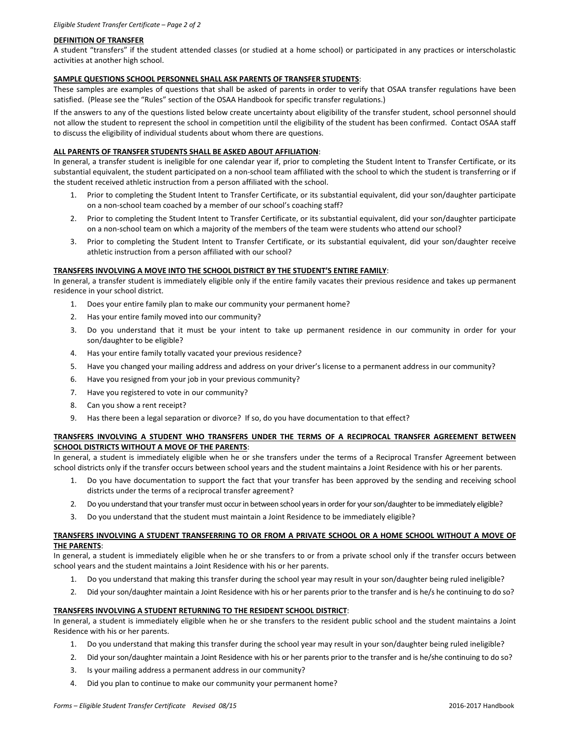**DEFINITION OF TRANSFER**

A student "transfers" if the student attended classes (or studied at a home school) or participated in any practices or interscholastic activities at another high school.

**SAMPLE QUESTIONS SCHOOL PERSONNEL SHALL ASK PARENTS OF TRANSFER STUDENTS**:

These samples are examples of questions that shall be asked of parents in order to verify that OSAA transfer regulations have been satisfied. (Please see the "Rules" section of the OSAA Handbook for specific transfer regulations.)

If the answers to any of the questions listed below create uncertainty about eligibility of the transfer student, school personnel should not allow the student to represent the school in competition until the eligibility of the student has been confirmed. Contact OSAA staff to discuss the eligibility of individual students about whom there are questions.

**ALL PARENTS OF TRANSFER STUDENTS SHALL BE ASKED ABOUT AFFILIATION**:

In general, a transfer student is ineligible for one calendar year if, prior to completing the Student Intent to Transfer Certificate, or its substantial equivalent, the student participated on a non-school team affiliated with the school to which the student is transferring or if the student received athletic instruction from a person affiliated with the school.

1. Prior to completing the Student Intent to Transfer Certificate, or its substantial equivalent, did your son/daughter participate on a non-school team coached by a member of our school's coaching staff?
2. Prior to completing the Student Intent to Transfer Certificate, or its substantial equivalent, did your son/daughter participate on a non-school team on which a majority of the members of the team were students who attend our school?
3. Prior to completing the Student Intent to Transfer Certificate, or its substantial equivalent, did your son/daughter receive athletic instruction from a person affiliated with our school?

**TRANSFERS INVOLVING A MOVE INTO THE SCHOOL DISTRICT BY THE STUDENT'S ENTIRE FAMILY**:

In general, a transfer student is immediately eligible only if the entire family vacates their previous residence and takes up permanent residence in your school district.

1. Does your entire family plan to make our community your permanent home?
2. Has your entire family moved into our community?
3. Do you understand that it must be your intent to take up permanent residence in our community in order for your son/daughter to be eligible?
4. Has your entire family totally vacated your previous residence?
5. Have you changed your mailing address and address on your driver's license to a permanent address in our community?
6. Have you resigned from your job in your previous community?
7. Have you registered to vote in our community?
8. Can you show a rent receipt?
9. Has there been a legal separation or divorce? If so, do you have documentation to that effect?

**TRANSFERS INVOLVING A STUDENT WHO TRANSFERS UNDER THE TERMS OF A RECIPROCAL TRANSFER AGREEMENT BETWEEN SCHOOL DISTRICTS WITHOUT A MOVE OF THE PARENTS**:

In general, a student is immediately eligible when he or she transfers under the terms of a Reciprocal Transfer Agreement between school districts only if the transfer occurs between school years and the student maintains a Joint Residence with his or her parents.

1. Do you have documentation to support the fact that your transfer has been approved by the sending and receiving school districts under the terms of a reciprocal transfer agreement?
2. Do you understand that your transfer must occur in between school years in order for your son/daughter to be immediately eligible?
3. Do you understand that the student must maintain a Joint Residence to be immediately eligible?

**TRANSFERS INVOLVING A STUDENT TRANSFERRING TO OR FROM A PRIVATE SCHOOL OR A HOME SCHOOL WITHOUT A MOVE OF THE PARENTS**:

In general, a student is immediately eligible when he or she transfers to or from a private school only if the transfer occurs between school years and the student maintains a Joint Residence with his or her parents.

1. Do you understand that making this transfer during the school year may result in your son/daughter being ruled ineligible?
2. Did your son/daughter maintain a Joint Residence with his or her parents prior to the transfer and is he/s he continuing to do so?

**TRANSFERS INVOLVING A STUDENT RETURNING TO THE RESIDENT SCHOOL DISTRICT**:

In general, a student is immediately eligible when he or she transfers to the resident public school and the student maintains a Joint Residence with his or her parents.

1. Do you understand that making this transfer during the school year may result in your son/daughter being ruled ineligible?
2. Did your son/daughter maintain a Joint Residence with his or her parents prior to the transfer and is he/she continuing to do so?
3. Is your mailing address a permanent address in our community?
4. Did you plan to continue to make our community your permanent home?